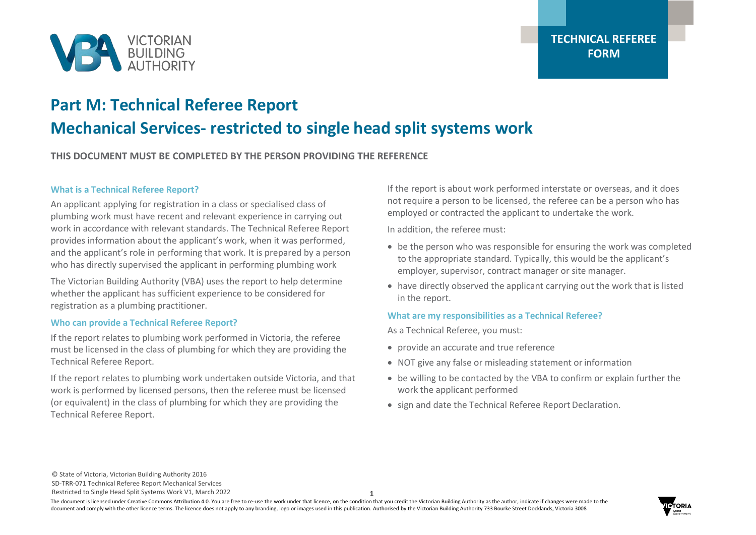TECHNICAL REFEREE FORM

# Part M: Technical Referee Report

# Mechanical Services- restricted to single head split systems work

**THIS DOCUMENT MUST BE COMPLETED BY THE PERSON PROVIDING THE REFERENCE**

### What is a Technical Referee Report?

An applicant applying for registration in a class or specialised class of plumbing work must have recent and relevant experience in carrying out work in accordance with relevant standards. The Technical Referee Report provides information about the applicant's work, when it was performed, and the applicant's role in performing that work. It is prepared by a person who has directly supervised the applicant in performing plumbing work

The Victorian Building Authority (VBA) uses the report to help determine whether the applicant has sufficient experience to be considered for registration as a plumbing practitioner.

### Who can provide a Technical Referee Report?

If the report relates to plumbing work performed in Victoria, the referee must be licensed in the class of plumbing for which they are providing the Technical Referee Report.

If the report relates to plumbing work undertaken outside Victoria, and that work is performed by licensed persons, then the referee must be licensed (or equivalent) in the class of plumbing for which they are providing the Technical Referee Report.

If the report is about work performed interstate or overseas, and it does not require a person to be licensed, the referee can be a person who has employed or contracted the applicant to undertake the work.

In addition, the referee must:

- be the person who was responsible for ensuring the work was completed to the appropriate standard. Typically, this would be the applicant's employer, supervisor, contract manager or site manager.
- have directly observed the applicant carrying out the work that is listed in the report.

### What are my responsibilities as a Technical Referee?

As a Technical Referee, you must:

- provide an accurate and true reference
- NOT give any false or misleading statement or information
- be willing to be contacted by the VBA to confirm or explain further the work the applicant performed
- sign and date the Technical Referee Report Declaration.

© State of Victoria, Victorian Building Authority 2016
SD-TRR-071 Technical Referee Report Mechanical Services
Restricted to Single Head Split Systems Work V1, March 2022

The document is licensed under Creative Commons Attribution 4.0. You are free to re-use the work under that licence, on the condition that you credit the Victorian Building Authority as the author, indicate if changes were made to the document and comply with the other licence terms. The licence does not apply to any branding, logo or images used in this publication. Authorised by the Victorian Building Authority 733 Bourke Street Docklands, Victoria 3008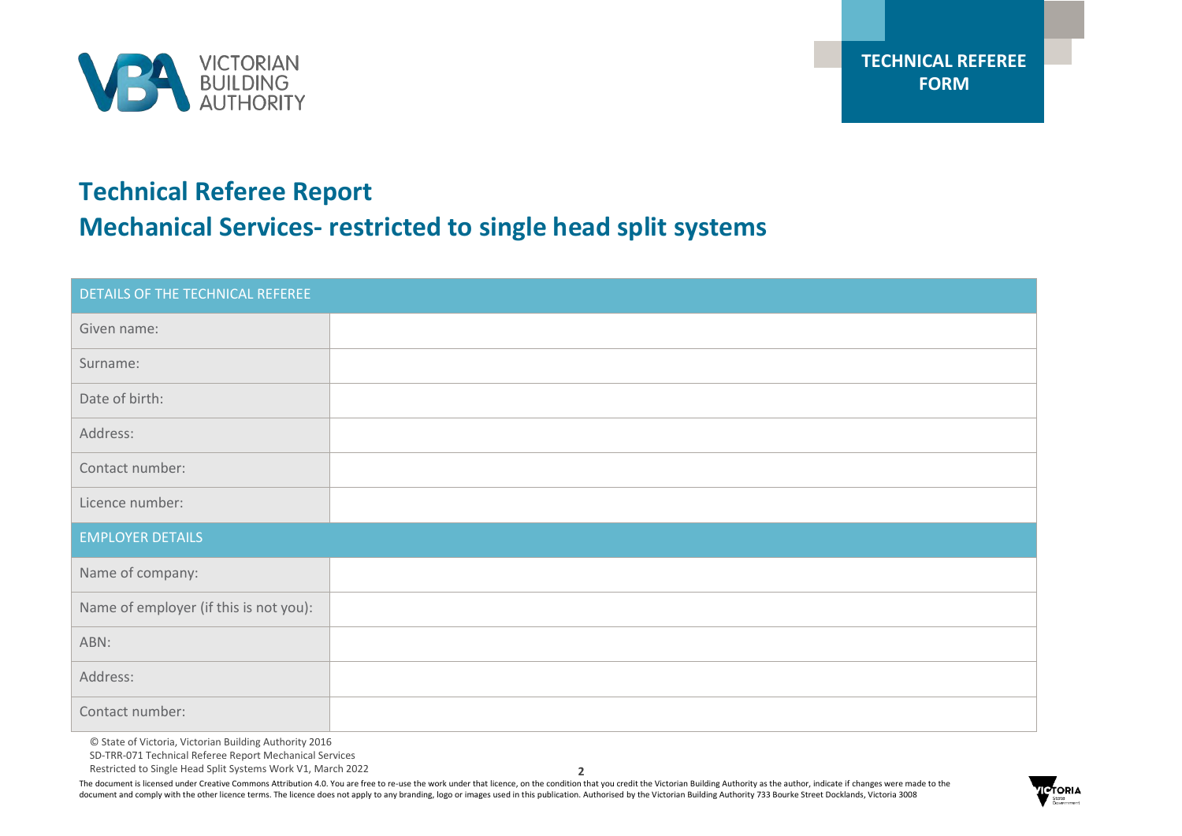# Technical Referee Report

## Mechanical Services- restricted to single head split systems

| DETAILS OF THE TECHNICAL REFEREE | |
|---|---|
| Given name: | |
| Surname: | |
| Date of birth: | |
| Address: | |
| Contact number: | |
| Licence number: | |
| **EMPLOYER DETAILS** | |
| Name of company: | |
| Name of employer (if this is not you): | |
| ABN: | |
| Address: | |
| Contact number: | |

© State of Victoria, Victorian Building Authority 2016

SD-TRR-071 Technical Referee Report Mechanical Services Restricted to Single Head Split Systems Work V1, March 2022

The document is licensed under Creative Commons Attribution 4.0. You are free to re-use the work under that licence, on the condition that you credit the Victorian Building Authority as the author, indicate if changes were made to the document and comply with the other licence terms. The licence does not apply to any branding, logo or images used in this publication. Authorised by the Victorian Building Authority 733 Bourke Street Docklands, Victoria 3008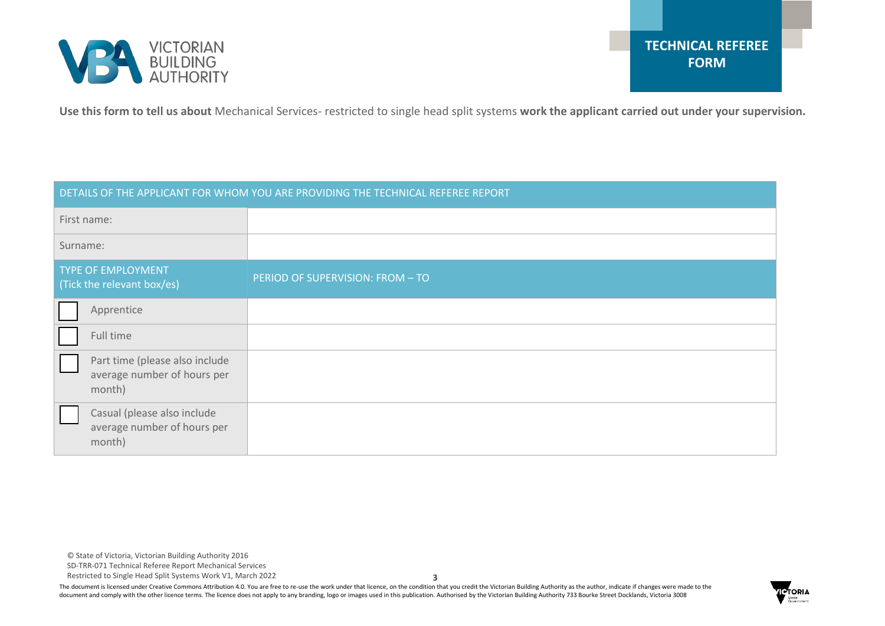# TECHNICAL REFEREE FORM

**Use this form to tell us about** Mechanical Services- restricted to single head split systems **work the applicant carried out under your supervision.**

| DETAILS OF THE APPLICANT FOR WHOM YOU ARE PROVIDING THE TECHNICAL REFEREE REPORT | |
|---|---|
| First name: | |
| Surname: | |
| TYPE OF EMPLOYMENT (Tick the relevant box/es) | PERIOD OF SUPERVISION: FROM – TO |
| ☐ Apprentice | |
| ☐ Full time | |
| ☐ Part time (please also include average number of hours per month) | |
| ☐ Casual (please also include average number of hours per month) | |

© State of Victoria, Victorian Building Authority 2016
SD-TRR-071 Technical Referee Report Mechanical Services
Restricted to Single Head Split Systems Work V1, March 2022

The document is licensed under Creative Commons Attribution 4.0. You are free to re-use the work under that licence, on the condition that you credit the Victorian Building Authority as the author, indicate if changes were made to the document and comply with the other licence terms. The licence does not apply to any branding, logo or images used in this publication. Authorised by the Victorian Building Authority 733 Bourke Street Docklands, Victoria 3008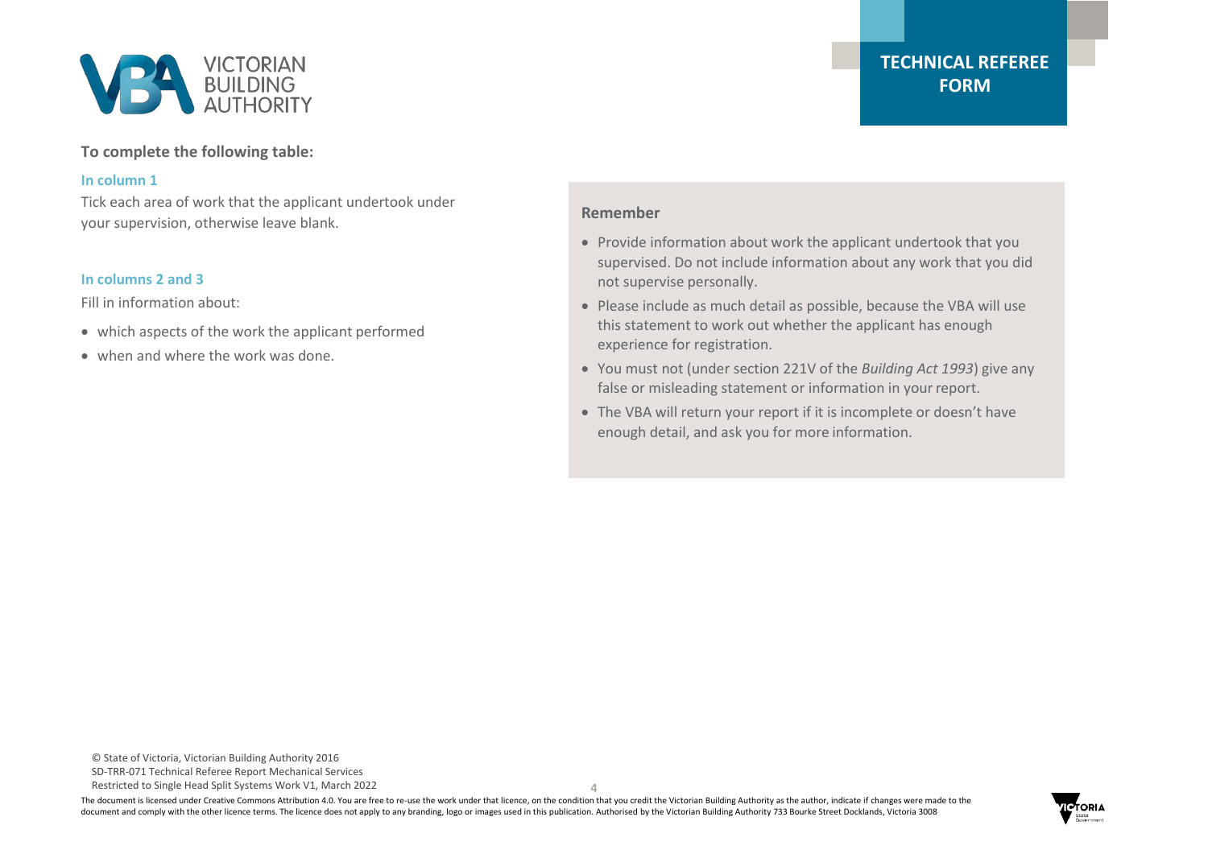**TECHNICAL REFEREE FORM**

**To complete the following table:**

**In column 1**

Tick each area of work that the applicant undertook under your supervision, otherwise leave blank.

**In columns 2 and 3**

Fill in information about:

- which aspects of the work the applicant performed
- when and where the work was done.

**Remember**

- Provide information about work the applicant undertook that you supervised. Do not include information about any work that you did not supervise personally.
- Please include as much detail as possible, because the VBA will use this statement to work out whether the applicant has enough experience for registration.
- You must not (under section 221V of the *Building Act 1993*) give any false or misleading statement or information in your report.
- The VBA will return your report if it is incomplete or doesn't have enough detail, and ask you for more information.

© State of Victoria, Victorian Building Authority 2016
SD-TRR-071 Technical Referee Report Mechanical Services Restricted to Single Head Split Systems Work V1, March 2022

The document is licensed under Creative Commons Attribution 4.0. You are free to re-use the work under that licence, on the condition that you credit the Victorian Building Authority as the author, indicate if changes were made to the document and comply with the other licence terms. The licence does not apply to any branding, logo or images used in this publication. Authorised by the Victorian Building Authority 733 Bourke Street Docklands, Victoria 3008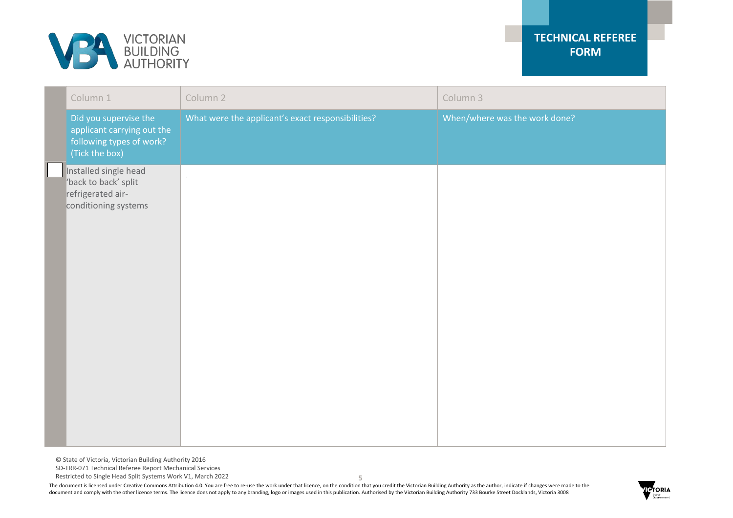# TECHNICAL REFEREE FORM

| Column 1 | Column 2 | Column 3 |
|---|---|---|
| Did you supervise the applicant carrying out the following types of work? (Tick the box) | What were the applicant's exact responsibilities? | When/where was the work done? |
| ☐ Installed single head 'back to back' split refrigerated air-conditioning systems | | |

© State of Victoria, Victorian Building Authority 2016
SD-TRR-071 Technical Referee Report Mechanical Services
Restricted to Single Head Split Systems Work V1, March 2022

The document is licensed under Creative Commons Attribution 4.0. You are free to re-use the work under that licence, on the condition that you credit the Victorian Building Authority as the author, indicate if changes were made to the document and comply with the other licence terms. The licence does not apply to any branding, logo or images used in this publication. Authorised by the Victorian Building Authority 733 Bourke Street Docklands, Victoria 3008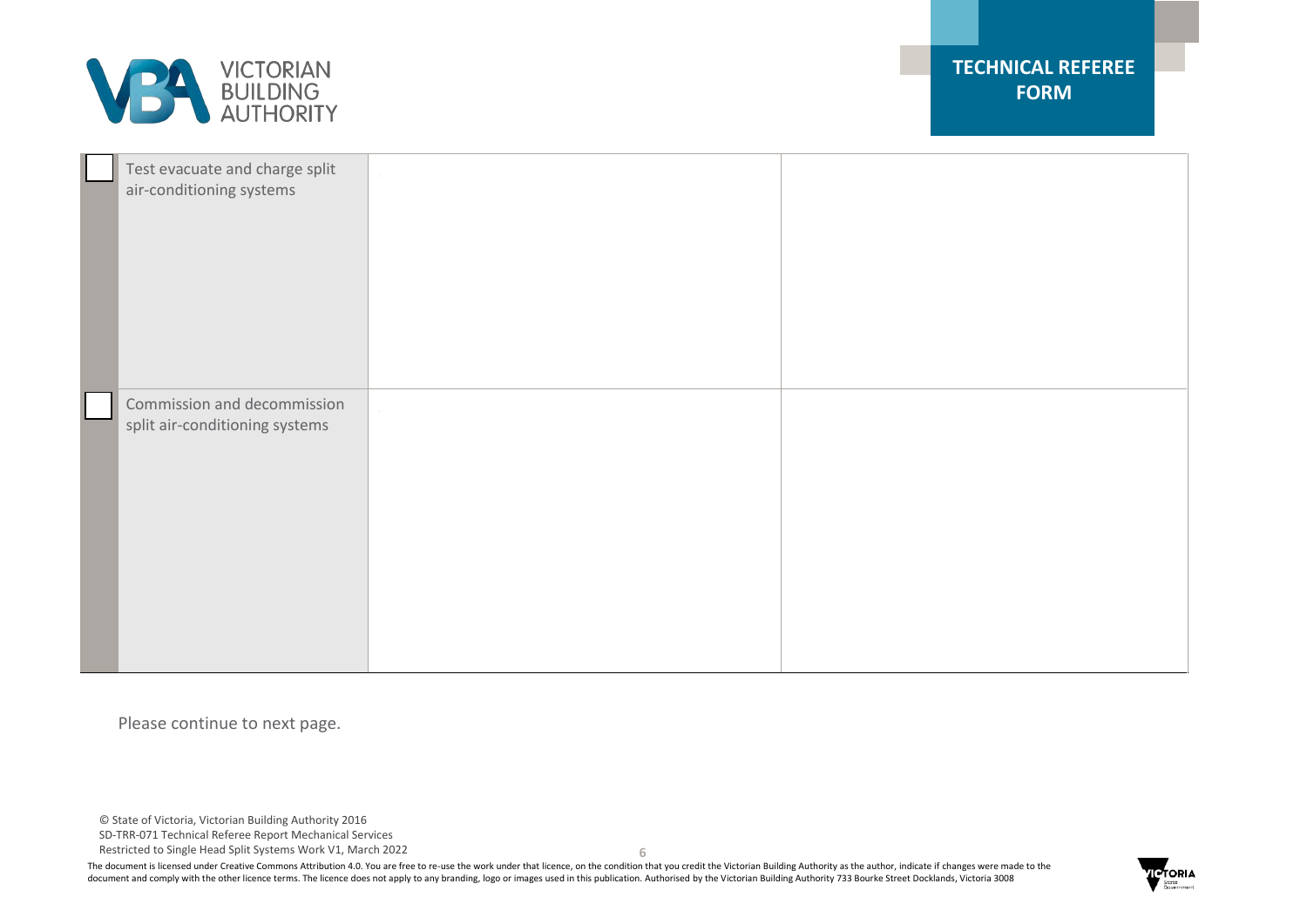| | | | |
|---|---|---|---|
| ☐ | Test evacuate and charge split air-conditioning systems | | |
| ☐ | Commission and decommission split air-conditioning systems | | |

Please continue to next page.

© State of Victoria, Victorian Building Authority 2016
SD-TRR-071 Technical Referee Report Mechanical Services
Restricted to Single Head Split Systems Work V1, March 2022

The document is licensed under Creative Commons Attribution 4.0. You are free to re-use the work under that licence, on the condition that you credit the Victorian Building Authority as the author, indicate if changes were made to the document and comply with the other licence terms. The licence does not apply to any branding, logo or images used in this publication. Authorised by the Victorian Building Authority 733 Bourke Street Docklands, Victoria 3008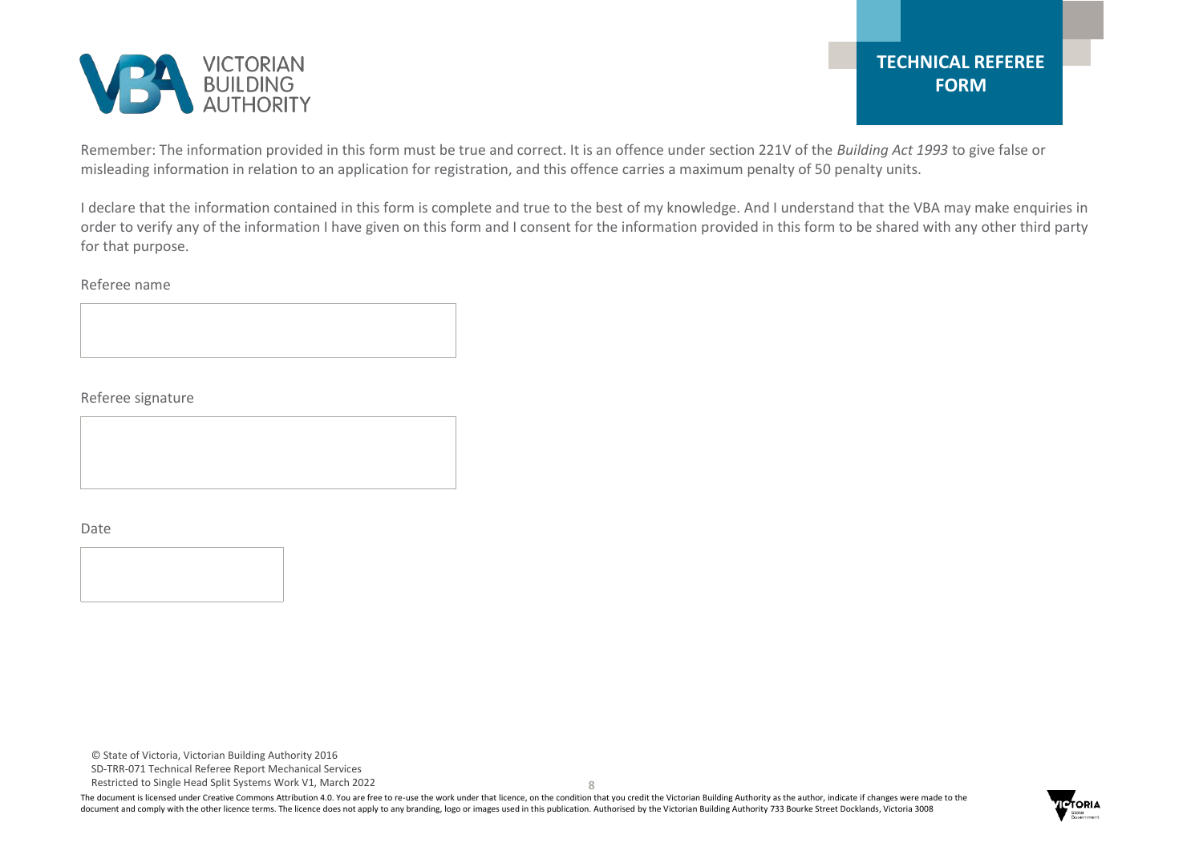# TECHNICAL REFEREE FORM

Remember: The information provided in this form must be true and correct. It is an offence under section 221V of the *Building Act 1993* to give false or misleading information in relation to an application for registration, and this offence carries a maximum penalty of 50 penalty units.

I declare that the information contained in this form is complete and true to the best of my knowledge. And I understand that the VBA may make enquiries in order to verify any of the information I have given on this form and I consent for the information provided in this form to be shared with any other third party for that purpose.

Referee name

Referee signature

Date

© State of Victoria, Victorian Building Authority 2016
SD-TRR-071 Technical Referee Report Mechanical Services
Restricted to Single Head Split Systems Work V1, March 2022

The document is licensed under Creative Commons Attribution 4.0. You are free to re-use the work under that licence, on the condition that you credit the Victorian Building Authority as the author, indicate if changes were made to the document and comply with the other licence terms. The licence does not apply to any branding, logo or images used in this publication. Authorised by the Victorian Building Authority 733 Bourke Street Docklands, Victoria 3008